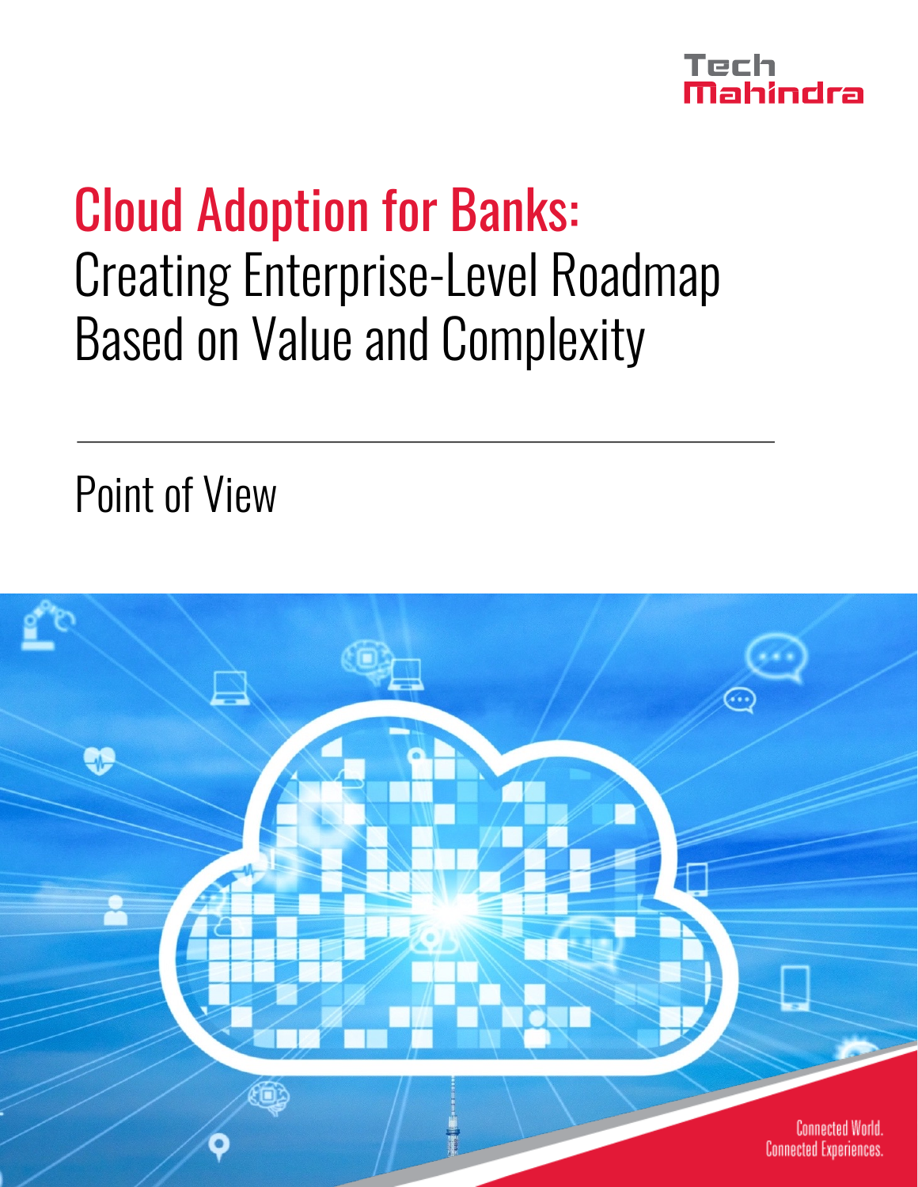# Cloud Adoption for Banks: Creating Enterprise-Level Roadmap Based on Value and Complexity

---

Point of View

Connected World.
Connected Experiences.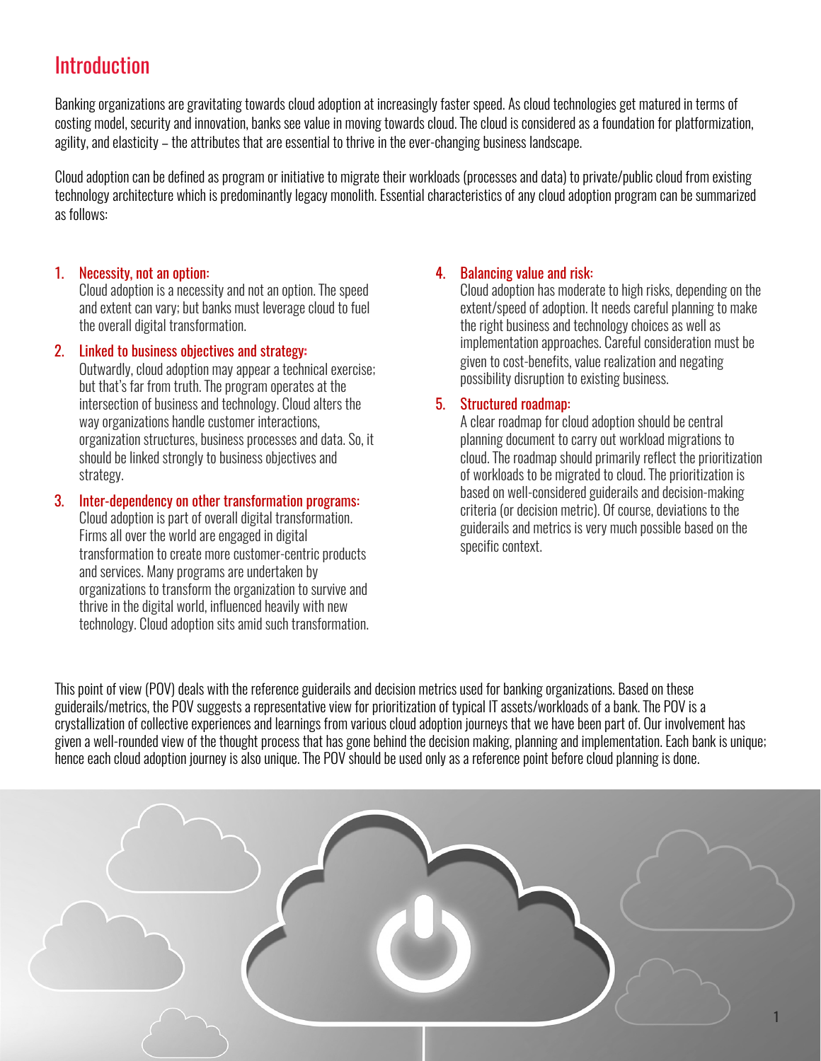# Introduction

Banking organizations are gravitating towards cloud adoption at increasingly faster speed. As cloud technologies get matured in terms of costing model, security and innovation, banks see value in moving towards cloud. The cloud is considered as a foundation for platformization, agility, and elasticity – the attributes that are essential to thrive in the ever-changing business landscape.

Cloud adoption can be defined as program or initiative to migrate their workloads (processes and data) to private/public cloud from existing technology architecture which is predominantly legacy monolith. Essential characteristics of any cloud adoption program can be summarized as follows:

1. **Necessity, not an option:**
   Cloud adoption is a necessity and not an option. The speed and extent can vary; but banks must leverage cloud to fuel the overall digital transformation.

2. **Linked to business objectives and strategy:**
   Outwardly, cloud adoption may appear a technical exercise; but that's far from truth. The program operates at the intersection of business and technology. Cloud alters the way organizations handle customer interactions, organization structures, business processes and data. So, it should be linked strongly to business objectives and strategy.

3. **Inter-dependency on other transformation programs:**
   Cloud adoption is part of overall digital transformation. Firms all over the world are engaged in digital transformation to create more customer-centric products and services. Many programs are undertaken by organizations to transform the organization to survive and thrive in the digital world, influenced heavily with new technology. Cloud adoption sits amid such transformation.

4. **Balancing value and risk:**
   Cloud adoption has moderate to high risks, depending on the extent/speed of adoption. It needs careful planning to make the right business and technology choices as well as implementation approaches. Careful consideration must be given to cost-benefits, value realization and negating possibility disruption to existing business.

5. **Structured roadmap:**
   A clear roadmap for cloud adoption should be central planning document to carry out workload migrations to cloud. The roadmap should primarily reflect the prioritization of workloads to be migrated to cloud. The prioritization is based on well-considered guiderails and decision-making criteria (or decision metric). Of course, deviations to the guiderails and metrics is very much possible based on the specific context.

This point of view (POV) deals with the reference guiderails and decision metrics used for banking organizations. Based on these guiderails/metrics, the POV suggests a representative view for prioritization of typical IT assets/workloads of a bank. The POV is a crystallization of collective experiences and learnings from various cloud adoption journeys that we have been part of. Our involvement has given a well-rounded view of the thought process that has gone behind the decision making, planning and implementation. Each bank is unique; hence each cloud adoption journey is also unique. The POV should be used only as a reference point before cloud planning is done.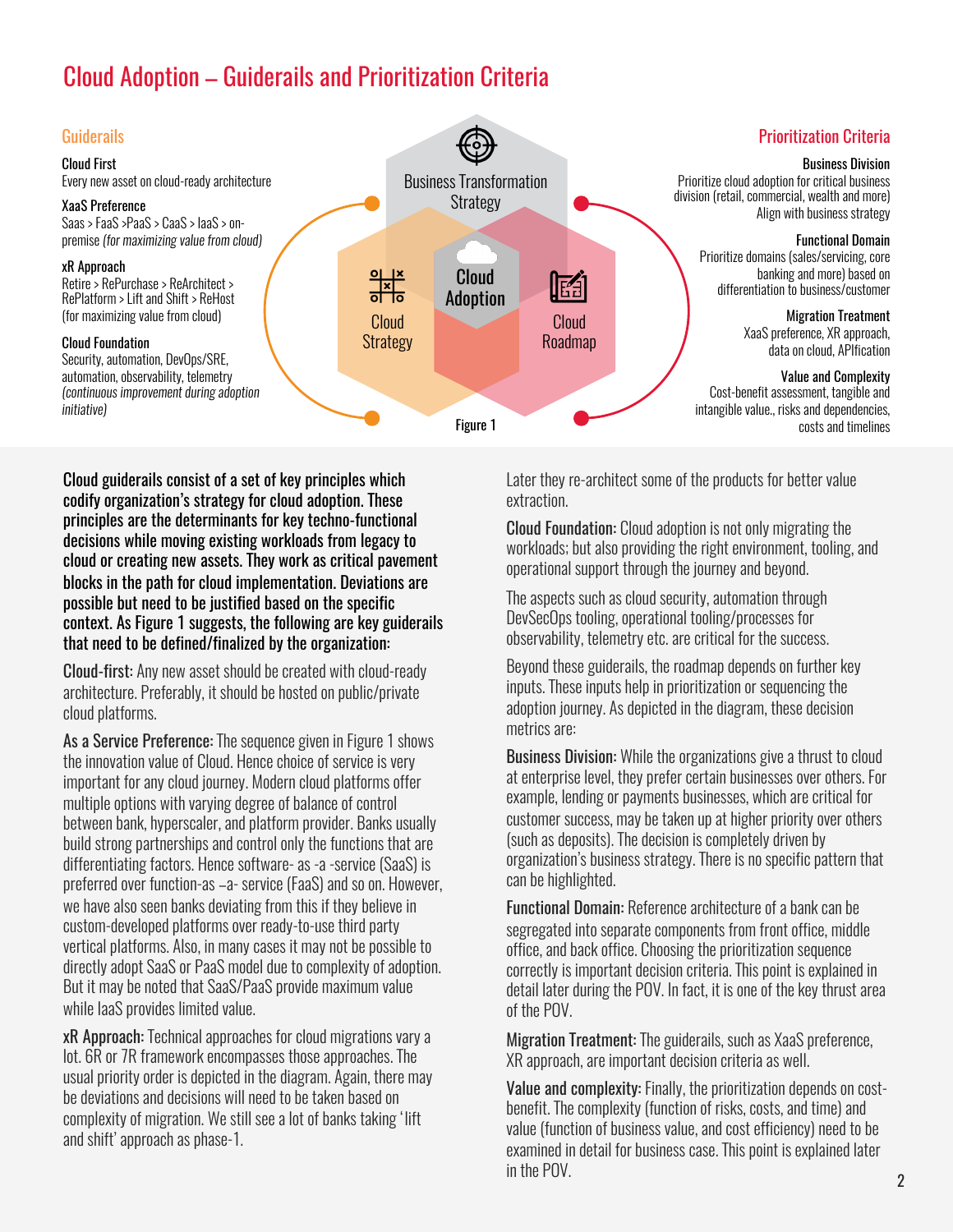# Cloud Adoption – Guiderails and Prioritization Criteria

## Guiderails

**Cloud First**
Every new asset on cloud-ready architecture

**XaaS Preference**
Saas > FaaS >PaaS > CaaS > IaaS > on-premise *(for maximizing value from cloud)*

**xR Approach**
Retire > RePurchase > ReArchitect > RePlatform > Lift and Shift > ReHost (for maximizing value from cloud)

**Cloud Foundation**
Security, automation, DevOps/SRE, automation, observability, telemetry *(continuous improvement during adoption initiative)*

Business Transformation Strategy

Cloud Strategy

Cloud Adoption

Cloud Roadmap

Figure 1

## Prioritization Criteria

**Business Division**
Prioritize cloud adoption for critical business division (retail, commercial, wealth and more)
Align with business strategy

**Functional Domain**
Prioritize domains (sales/servicing, core banking and more) based on differentiation to business/customer

**Migration Treatment**
XaaS preference, XR approach, data on cloud, APIfication

**Value and Complexity**
Cost-benefit assessment, tangible and intangible value., risks and dependencies, costs and timelines

**Cloud guiderails consist of a set of key principles which codify organization's strategy for cloud adoption. These principles are the determinants for key techno-functional decisions while moving existing workloads from legacy to cloud or creating new assets. They work as critical pavement blocks in the path for cloud implementation. Deviations are possible but need to be justified based on the specific context. As Figure 1 suggests, the following are key guiderails that need to be defined/finalized by the organization:**

**Cloud-first:** Any new asset should be created with cloud-ready architecture. Preferably, it should be hosted on public/private cloud platforms.

**As a Service Preference:** The sequence given in Figure 1 shows the innovation value of Cloud. Hence choice of service is very important for any cloud journey. Modern cloud platforms offer multiple options with varying degree of balance of control between bank, hyperscaler, and platform provider. Banks usually build strong partnerships and control only the functions that are differentiating factors. Hence software- as -a -service (SaaS) is preferred over function-as –a- service (FaaS) and so on. However, we have also seen banks deviating from this if they believe in custom-developed platforms over ready-to-use third party vertical platforms. Also, in many cases it may not be possible to directly adopt SaaS or PaaS model due to complexity of adoption. But it may be noted that SaaS/PaaS provide maximum value while IaaS provides limited value.

**xR Approach:** Technical approaches for cloud migrations vary a lot. 6R or 7R framework encompasses those approaches. The usual priority order is depicted in the diagram. Again, there may be deviations and decisions will need to be taken based on complexity of migration. We still see a lot of banks taking 'lift and shift' approach as phase-1. Later they re-architect some of the products for better value extraction.

**Cloud Foundation:** Cloud adoption is not only migrating the workloads; but also providing the right environment, tooling, and operational support through the journey and beyond.

The aspects such as cloud security, automation through DevSecOps tooling, operational tooling/processes for observability, telemetry etc. are critical for the success.

Beyond these guiderails, the roadmap depends on further key inputs. These inputs help in prioritization or sequencing the adoption journey. As depicted in the diagram, these decision metrics are:

**Business Division:** While the organizations give a thrust to cloud at enterprise level, they prefer certain businesses over others. For example, lending or payments businesses, which are critical for customer success, may be taken up at higher priority over others (such as deposits). The decision is completely driven by organization's business strategy. There is no specific pattern that can be highlighted.

**Functional Domain:** Reference architecture of a bank can be segregated into separate components from front office, middle office, and back office. Choosing the prioritization sequence correctly is important decision criteria. This point is explained in detail later during the POV. In fact, it is one of the key thrust area of the POV.

**Migration Treatment:** The guiderails, such as XaaS preference, XR approach, are important decision criteria as well.

**Value and complexity:** Finally, the prioritization depends on cost-benefit. The complexity (function of risks, costs, and time) and value (function of business value, and cost efficiency) need to be examined in detail for business case. This point is explained later in the POV.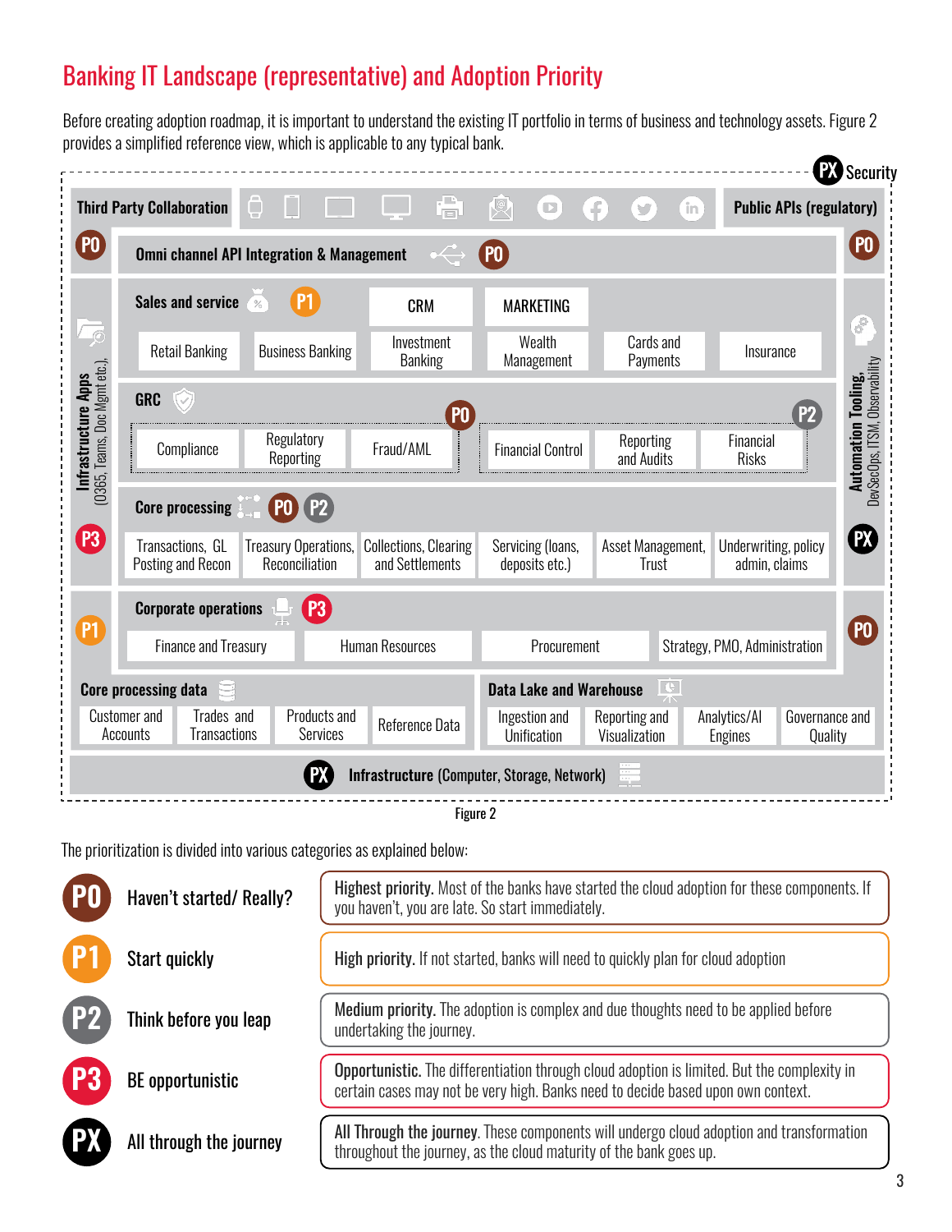## Banking IT Landscape (representative) and Adoption Priority

Before creating adoption roadmap, it is important to understand the existing IT portfolio in terms of business and technology assets. Figure 2 provides a simplified reference view, which is applicable to any typical bank.

**PX** Security

- **Third Party Collaboration** | **Public APIs (regulatory)** **P0**
- **P0** **Omni channel API Integration & Management** **P0**
- **Infrastructure Apps** (O365, Teams, Doc Mgmt etc.) **P3**
- **Sales and service** **P1**
  - CRM
  - MARKETING
  - Retail Banking
  - Business Banking
  - Investment Banking
  - Wealth Management
  - Cards and Payments
  - Insurance
- **GRC**
  - **P0**: Compliance, Regulatory Reporting, Fraud/AML
  - **P2**: Financial Control, Reporting and Audits, Financial Risks
- **Core processing** **P0** **P2**
  - Transactions, GL Posting and Recon
  - Treasury Operations, Reconciliation
  - Collections, Clearing and Settlements
  - Servicing (loans, deposits etc.)
  - Asset Management, Trust
  - Underwriting, policy admin, claims
- **Automation Tooling,** DevSecOps, ITSM, Observability **PX**
- **P1** **Corporate operations** **P3**
  - Finance and Treasury
  - Human Resources
  - Procurement
  - Strategy, PMO, Administration
- **P0**
- **Core processing data**
  - Customer and Accounts
  - Trades and Transactions
  - Products and Services
  - Reference Data
- **Data Lake and Warehouse**
  - Ingestion and Unification
  - Reporting and Visualization
  - Analytics/AI Engines
  - Governance and Quality
- **PX** **Infrastructure** (Computer, Storage, Network)

Figure 2

The prioritization is divided into various categories as explained below:

| Priority | Label | Description |
| --- | --- | --- |
| **P0** | Haven't started/ Really? | **Highest priority.** Most of the banks have started the cloud adoption for these components. If you haven't, you are late. So start immediately. |
| **P1** | Start quickly | **High priority.** If not started, banks will need to quickly plan for cloud adoption |
| **P2** | Think before you leap | **Medium priority.** The adoption is complex and due thoughts need to be applied before undertaking the journey. |
| **P3** | BE opportunistic | **Opportunistic.** The differentiation through cloud adoption is limited. But the complexity in certain cases may not be very high. Banks need to decide based upon own context. |
| **PX** | All through the journey | **All Through the journey.** These components will undergo cloud adoption and transformation throughout the journey, as the cloud maturity of the bank goes up. |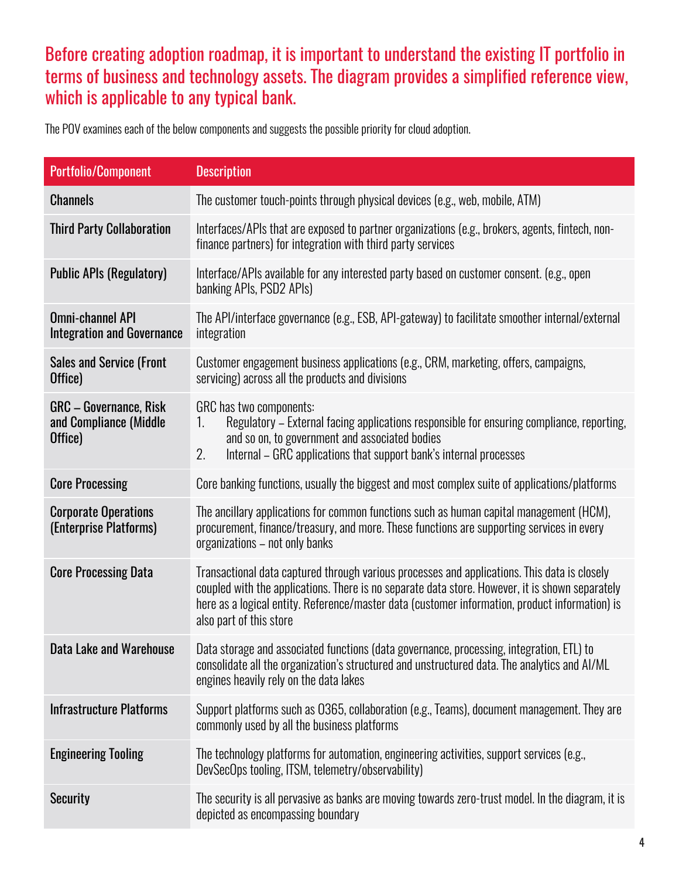## Before creating adoption roadmap, it is important to understand the existing IT portfolio in terms of business and technology assets. The diagram provides a simplified reference view, which is applicable to any typical bank.

The POV examines each of the below components and suggests the possible priority for cloud adoption.

| Portfolio/Component | Description |
|---|---|
| **Channels** | The customer touch-points through physical devices (e.g., web, mobile, ATM) |
| **Third Party Collaboration** | Interfaces/APIs that are exposed to partner organizations (e.g., brokers, agents, fintech, non-finance partners) for integration with third party services |
| **Public APIs (Regulatory)** | Interface/APIs available for any interested party based on customer consent. (e.g., open banking APIs, PSD2 APIs) |
| **Omni-channel API Integration and Governance** | The API/interface governance (e.g., ESB, API-gateway) to facilitate smoother internal/external integration |
| **Sales and Service (Front Office)** | Customer engagement business applications (e.g., CRM, marketing, offers, campaigns, servicing) across all the products and divisions |
| **GRC – Governance, Risk and Compliance (Middle Office)** | GRC has two components:<br>1. Regulatory – External facing applications responsible for ensuring compliance, reporting, and so on, to government and associated bodies<br>2. Internal – GRC applications that support bank's internal processes |
| **Core Processing** | Core banking functions, usually the biggest and most complex suite of applications/platforms |
| **Corporate Operations (Enterprise Platforms)** | The ancillary applications for common functions such as human capital management (HCM), procurement, finance/treasury, and more. These functions are supporting services in every organizations – not only banks |
| **Core Processing Data** | Transactional data captured through various processes and applications. This data is closely coupled with the applications. There is no separate data store. However, it is shown separately here as a logical entity. Reference/master data (customer information, product information) is also part of this store |
| **Data Lake and Warehouse** | Data storage and associated functions (data governance, processing, integration, ETL) to consolidate all the organization's structured and unstructured data. The analytics and AI/ML engines heavily rely on the data lakes |
| **Infrastructure Platforms** | Support platforms such as O365, collaboration (e.g., Teams), document management. They are commonly used by all the business platforms |
| **Engineering Tooling** | The technology platforms for automation, engineering activities, support services (e.g., DevSecOps tooling, ITSM, telemetry/observability) |
| **Security** | The security is all pervasive as banks are moving towards zero-trust model. In the diagram, it is depicted as encompassing boundary |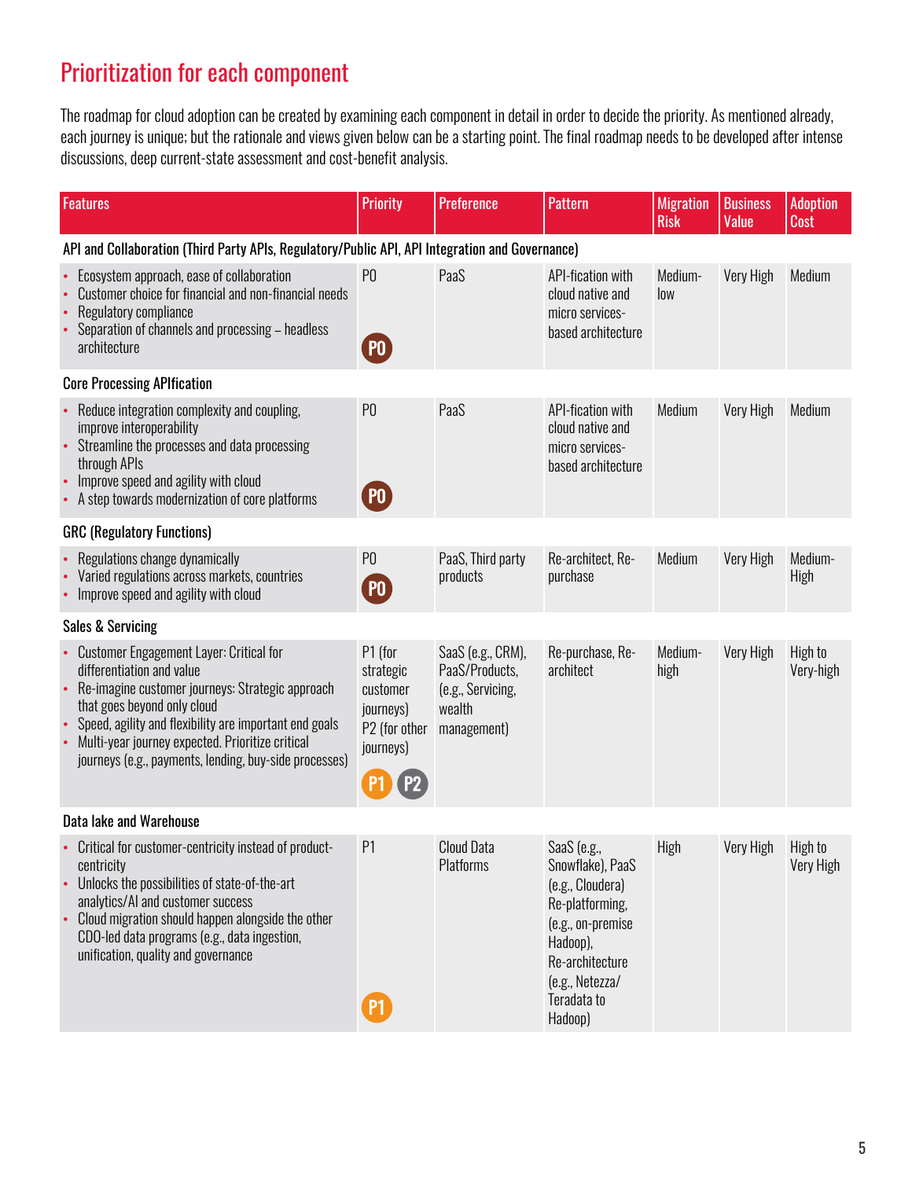## Prioritization for each component

The roadmap for cloud adoption can be created by examining each component in detail in order to decide the priority. As mentioned already, each journey is unique; but the rationale and views given below can be a starting point. The final roadmap needs to be developed after intense discussions, deep current-state assessment and cost-benefit analysis.

| Features | Priority | Preference | Pattern | Migration Risk | Business Value | Adoption Cost |
|---|---|---|---|---|---|---|
| **API and Collaboration (Third Party APIs, Regulatory/Public API, API Integration and Governance)** | | | | | | |
| • Ecosystem approach, ease of collaboration<br>• Customer choice for financial and non-financial needs<br>• Regulatory compliance<br>• Separation of channels and processing – headless architecture | P0<br>P0 | PaaS | API-fication with cloud native and micro services-based architecture | Medium-low | Very High | Medium |
| **Core Processing APIfication** | | | | | | |
| • Reduce integration complexity and coupling, improve interoperability<br>• Streamline the processes and data processing through APIs<br>• Improve speed and agility with cloud<br>• A step towards modernization of core platforms | P0<br>P0 | PaaS | API-fication with cloud native and micro services-based architecture | Medium | Very High | Medium |
| **GRC (Regulatory Functions)** | | | | | | |
| • Regulations change dynamically<br>• Varied regulations across markets, countries<br>• Improve speed and agility with cloud | P0<br>P0 | PaaS, Third party products | Re-architect, Re-purchase | Medium | Very High | Medium-High |
| **Sales & Servicing** | | | | | | |
| • Customer Engagement Layer: Critical for differentiation and value<br>• Re-imagine customer journeys: Strategic approach that goes beyond only cloud<br>• Speed, agility and flexibility are important end goals<br>• Multi-year journey expected. Prioritize critical journeys (e.g., payments, lending, buy-side processes) | P1 (for strategic customer journeys)<br>P2 (for other journeys)<br>P1 P2 | SaaS (e.g., CRM), PaaS/Products, (e.g., Servicing, wealth management) | Re-purchase, Re-architect | Medium-high | Very High | High to Very-high |
| **Data lake and Warehouse** | | | | | | |
| • Critical for customer-centricity instead of product-centricity<br>• Unlocks the possibilities of state-of-the-art analytics/AI and customer success<br>• Cloud migration should happen alongside the other CDO-led data programs (e.g., data ingestion, unification, quality and governance | P1<br>P1 | Cloud Data Platforms | SaaS (e.g., Snowflake), PaaS (e.g., Cloudera) Re-platforming, (e.g., on-premise Hadoop), Re-architecture (e.g., Netezza/ Teradata to Hadoop) | High | Very High | High to Very High |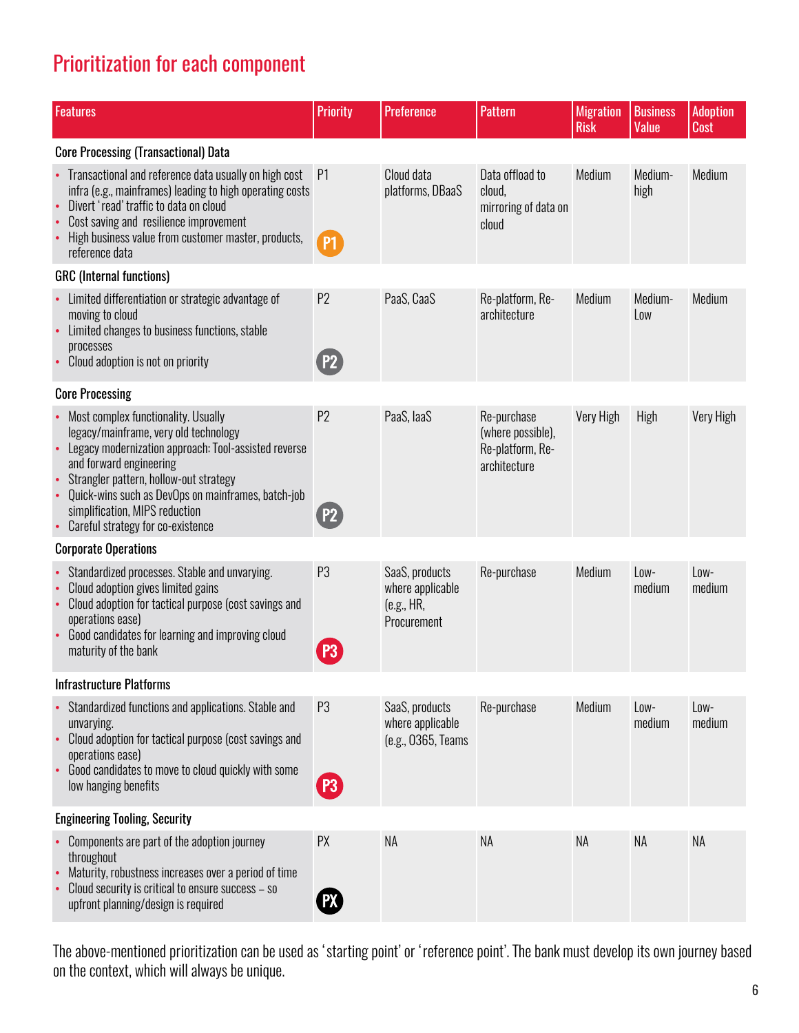## Prioritization for each component

| Features | Priority | Preference | Pattern | Migration Risk | Business Value | Adoption Cost |
|---|---|---|---|---|---|---|
| **Core Processing (Transactional) Data** | | | | | | |
| • Transactional and reference data usually on high cost infra (e.g., mainframes) leading to high operating costs<br>• Divert 'read' traffic to data on cloud<br>• Cost saving and resilience improvement<br>• High business value from customer master, products, reference data | P1 | Cloud data platforms, DBaaS | Data offload to cloud, mirroring of data on cloud | Medium | Medium-high | Medium |
| **GRC (Internal functions)** | | | | | | |
| • Limited differentiation or strategic advantage of moving to cloud<br>• Limited changes to business functions, stable processes<br>• Cloud adoption is not on priority | P2 | PaaS, CaaS | Re-platform, Re-architecture | Medium | Medium-Low | Medium |
| **Core Processing** | | | | | | |
| • Most complex functionality. Usually legacy/mainframe, very old technology<br>• Legacy modernization approach: Tool-assisted reverse and forward engineering<br>• Strangler pattern, hollow-out strategy<br>• Quick-wins such as DevOps on mainframes, batch-job simplification, MIPS reduction<br>• Careful strategy for co-existence | P2 | PaaS, IaaS | Re-purchase (where possible), Re-platform, Re-architecture | Very High | High | Very High |
| **Corporate Operations** | | | | | | |
| • Standardized processes. Stable and unvarying.<br>• Cloud adoption gives limited gains<br>• Cloud adoption for tactical purpose (cost savings and operations ease)<br>• Good candidates for learning and improving cloud maturity of the bank | P3 | SaaS, products where applicable (e.g., HR, Procurement | Re-purchase | Medium | Low-medium | Low-medium |
| **Infrastructure Platforms** | | | | | | |
| • Standardized functions and applications. Stable and unvarying.<br>• Cloud adoption for tactical purpose (cost savings and operations ease)<br>• Good candidates to move to cloud quickly with some low hanging benefits | P3 | SaaS, products where applicable (e.g., O365, Teams | Re-purchase | Medium | Low-medium | Low-medium |
| **Engineering Tooling, Security** | | | | | | |
| • Components are part of the adoption journey throughout<br>• Maturity, robustness increases over a period of time<br>• Cloud security is critical to ensure success – so upfront planning/design is required | PX | NA | NA | NA | NA | NA |

The above-mentioned prioritization can be used as 'starting point' or 'reference point'. The bank must develop its own journey based on the context, which will always be unique.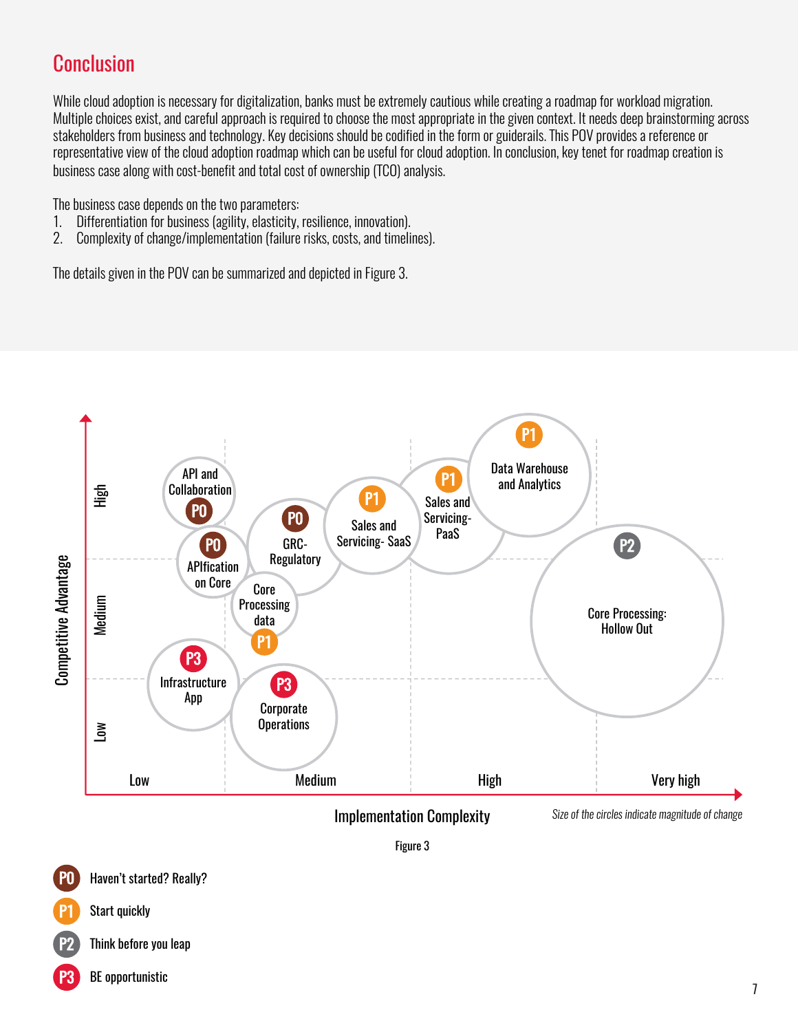# Conclusion

While cloud adoption is necessary for digitalization, banks must be extremely cautious while creating a roadmap for workload migration. Multiple choices exist, and careful approach is required to choose the most appropriate in the given context. It needs deep brainstorming across stakeholders from business and technology. Key decisions should be codified in the form or guiderails. This POV provides a reference or representative view of the cloud adoption roadmap which can be useful for cloud adoption. In conclusion, key tenet for roadmap creation is business case along with cost-benefit and total cost of ownership (TCO) analysis.

The business case depends on the two parameters:

1. Differentiation for business (agility, elasticity, resilience, innovation).
2. Complexity of change/implementation (failure risks, costs, and timelines).

The details given in the POV can be summarized and depicted in Figure 3.

Figure 3

- **P0** Haven't started? Really?
- **P1** Start quickly
- **P2** Think before you leap
- **P3** BE opportunistic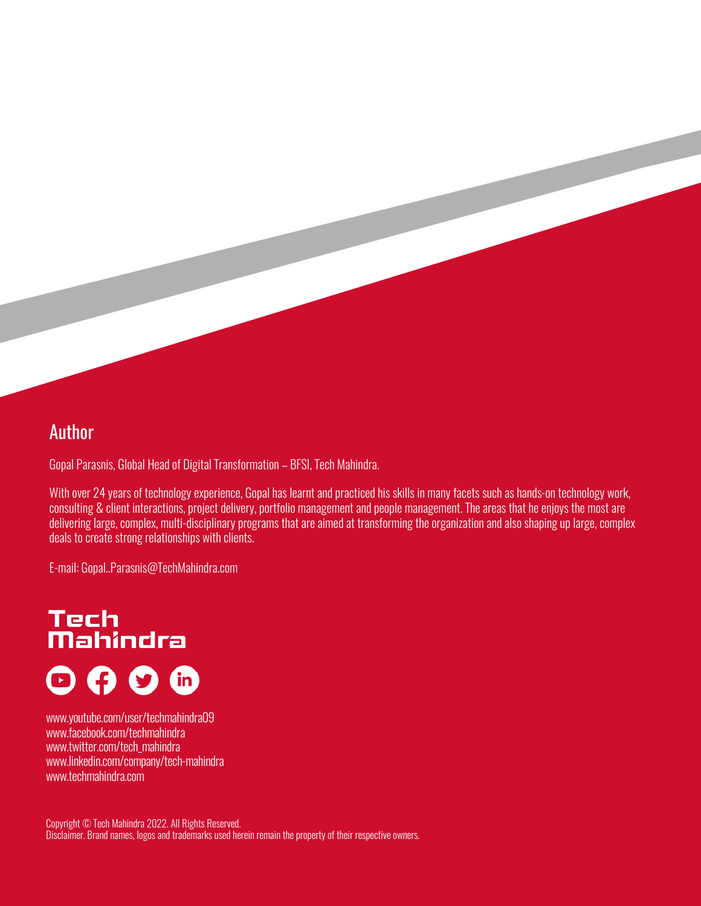## Author

Gopal Parasnis, Global Head of Digital Transformation – BFSI, Tech Mahindra.

With over 24 years of technology experience, Gopal has learnt and practiced his skills in many facets such as hands-on technology work, consulting & client interactions, project delivery, portfolio management and people management. The areas that he enjoys the most are delivering large, complex, multi-disciplinary programs that are aimed at transforming the organization and also shaping up large, complex deals to create strong relationships with clients.

E-mail: Gopal..Parasnis@TechMahindra.com

Tech Mahindra

www.youtube.com/user/techmahindra09
www.facebook.com/techmahindra
www.twitter.com/tech_mahindra
www.linkedin.com/company/tech-mahindra
www.techmahindra.com

Copyright © Tech Mahindra 2022. All Rights Reserved.
Disclaimer. Brand names, logos and trademarks used herein remain the property of their respective owners.